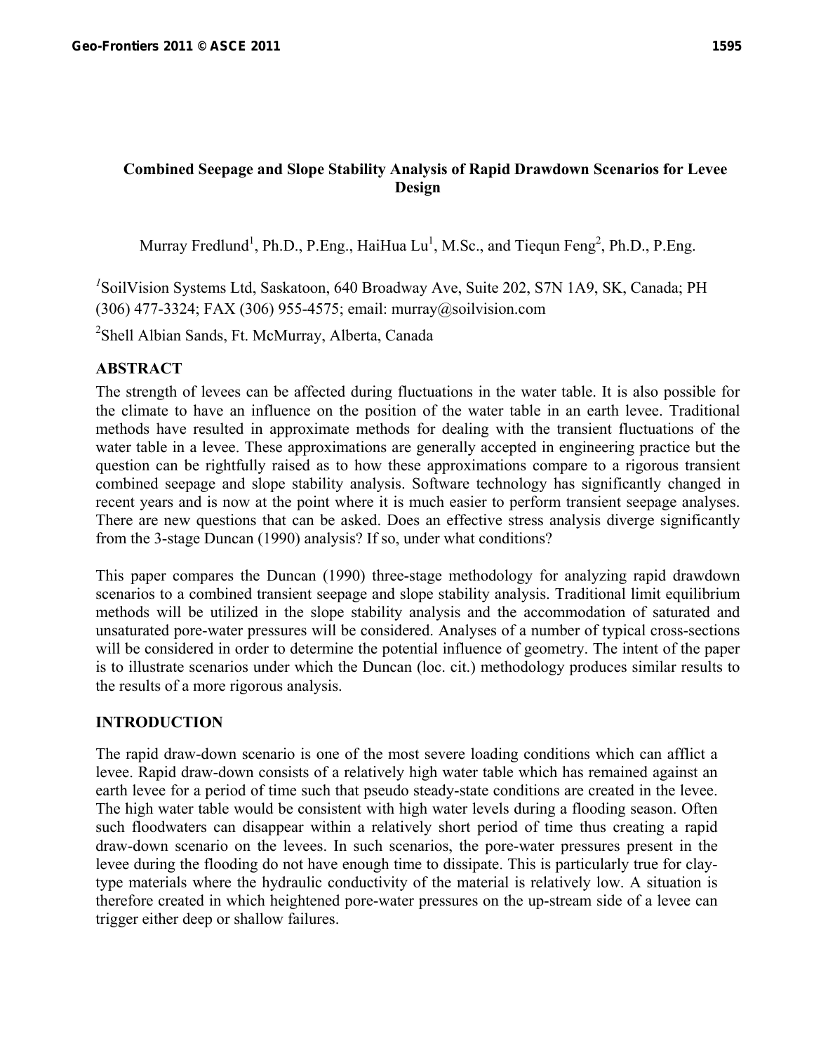# Combined Seepage and Slope Stability Analysis of Rapid Drawdown Scenarios for Levee Design

Murray Fredlund[1], Ph.D., P.Eng., HaiHua Lu[1], M.Sc., and Tiequn Feng[2], Ph.D., P.Eng.

[1]SoilVision Systems Ltd, Saskatoon, 640 Broadway Ave, Suite 202, S7N 1A9, SK, Canada; PH (306) 477-3324; FAX (306) 955-4575; email: murray@soilvision.com

[2]Shell Albian Sands, Ft. McMurray, Alberta, Canada

## ABSTRACT

The strength of levees can be affected during fluctuations in the water table. It is also possible for the climate to have an influence on the position of the water table in an earth levee. Traditional methods have resulted in approximate methods for dealing with the transient fluctuations of the water table in a levee. These approximations are generally accepted in engineering practice but the question can be rightfully raised as to how these approximations compare to a rigorous transient combined seepage and slope stability analysis. Software technology has significantly changed in recent years and is now at the point where it is much easier to perform transient seepage analyses. There are new questions that can be asked. Does an effective stress analysis diverge significantly from the 3-stage Duncan (1990) analysis? If so, under what conditions?

This paper compares the Duncan (1990) three-stage methodology for analyzing rapid drawdown scenarios to a combined transient seepage and slope stability analysis. Traditional limit equilibrium methods will be utilized in the slope stability analysis and the accommodation of saturated and unsaturated pore-water pressures will be considered. Analyses of a number of typical cross-sections will be considered in order to determine the potential influence of geometry. The intent of the paper is to illustrate scenarios under which the Duncan (loc. cit.) methodology produces similar results to the results of a more rigorous analysis.

## INTRODUCTION

The rapid draw-down scenario is one of the most severe loading conditions which can afflict a levee. Rapid draw-down consists of a relatively high water table which has remained against an earth levee for a period of time such that pseudo steady-state conditions are created in the levee. The high water table would be consistent with high water levels during a flooding season. Often such floodwaters can disappear within a relatively short period of time thus creating a rapid draw-down scenario on the levees. In such scenarios, the pore-water pressures present in the levee during the flooding do not have enough time to dissipate. This is particularly true for clay-type materials where the hydraulic conductivity of the material is relatively low. A situation is therefore created in which heightened pore-water pressures on the up-stream side of a levee can trigger either deep or shallow failures.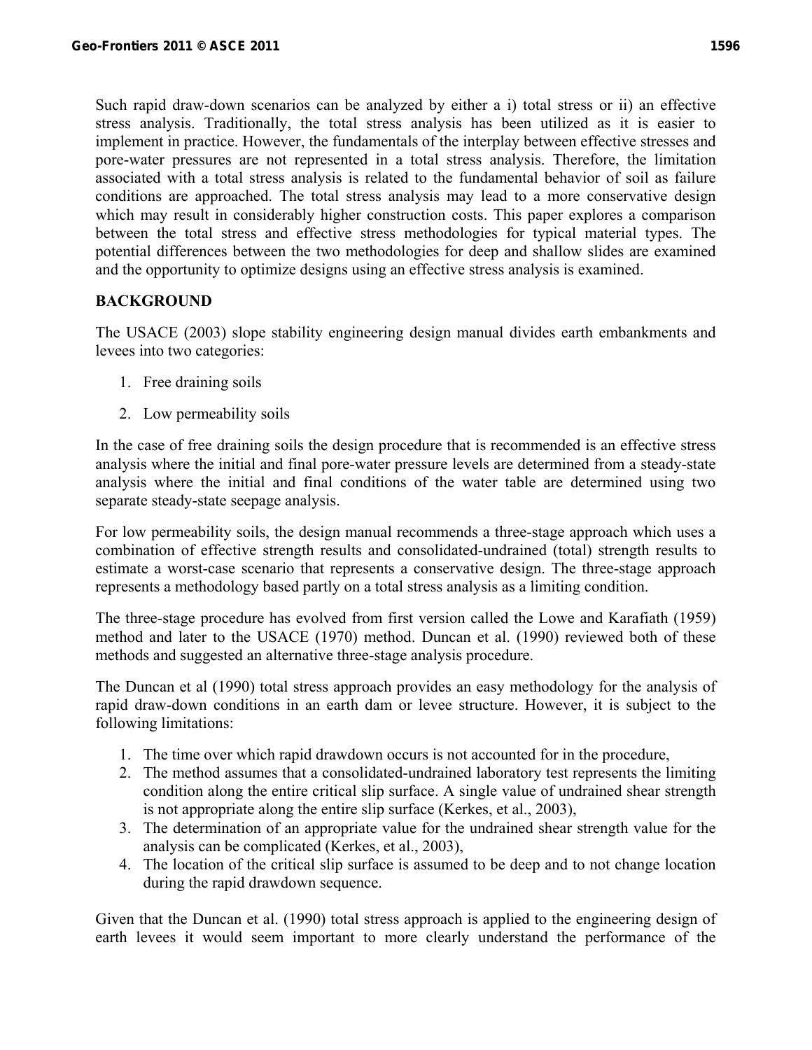Such rapid draw-down scenarios can be analyzed by either a i) total stress or ii) an effective stress analysis. Traditionally, the total stress analysis has been utilized as it is easier to implement in practice. However, the fundamentals of the interplay between effective stresses and pore-water pressures are not represented in a total stress analysis. Therefore, the limitation associated with a total stress analysis is related to the fundamental behavior of soil as failure conditions are approached. The total stress analysis may lead to a more conservative design which may result in considerably higher construction costs. This paper explores a comparison between the total stress and effective stress methodologies for typical material types. The potential differences between the two methodologies for deep and shallow slides are examined and the opportunity to optimize designs using an effective stress analysis is examined.

## BACKGROUND

The USACE (2003) slope stability engineering design manual divides earth embankments and levees into two categories:

1. Free draining soils
2. Low permeability soils

In the case of free draining soils the design procedure that is recommended is an effective stress analysis where the initial and final pore-water pressure levels are determined from a steady-state analysis where the initial and final conditions of the water table are determined using two separate steady-state seepage analysis.

For low permeability soils, the design manual recommends a three-stage approach which uses a combination of effective strength results and consolidated-undrained (total) strength results to estimate a worst-case scenario that represents a conservative design. The three-stage approach represents a methodology based partly on a total stress analysis as a limiting condition.

The three-stage procedure has evolved from first version called the Lowe and Karafiath (1959) method and later to the USACE (1970) method. Duncan et al. (1990) reviewed both of these methods and suggested an alternative three-stage analysis procedure.

The Duncan et al (1990) total stress approach provides an easy methodology for the analysis of rapid draw-down conditions in an earth dam or levee structure. However, it is subject to the following limitations:

1. The time over which rapid drawdown occurs is not accounted for in the procedure,
2. The method assumes that a consolidated-undrained laboratory test represents the limiting condition along the entire critical slip surface. A single value of undrained shear strength is not appropriate along the entire slip surface (Kerkes, et al., 2003),
3. The determination of an appropriate value for the undrained shear strength value for the analysis can be complicated (Kerkes, et al., 2003),
4. The location of the critical slip surface is assumed to be deep and to not change location during the rapid drawdown sequence.

Given that the Duncan et al. (1990) total stress approach is applied to the engineering design of earth levees it would seem important to more clearly understand the performance of the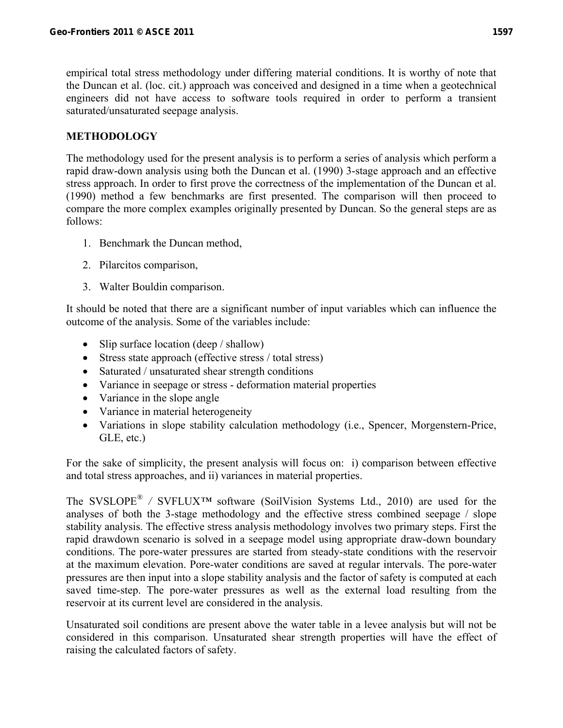empirical total stress methodology under differing material conditions. It is worthy of note that the Duncan et al. (loc. cit.) approach was conceived and designed in a time when a geotechnical engineers did not have access to software tools required in order to perform a transient saturated/unsaturated seepage analysis.

## METHODOLOGY

The methodology used for the present analysis is to perform a series of analysis which perform a rapid draw-down analysis using both the Duncan et al. (1990) 3-stage approach and an effective stress approach. In order to first prove the correctness of the implementation of the Duncan et al. (1990) method a few benchmarks are first presented. The comparison will then proceed to compare the more complex examples originally presented by Duncan. So the general steps are as follows:

1. Benchmark the Duncan method,
2. Pilarcitos comparison,
3. Walter Bouldin comparison.

It should be noted that there are a significant number of input variables which can influence the outcome of the analysis. Some of the variables include:

- Slip surface location (deep / shallow)
- Stress state approach (effective stress / total stress)
- Saturated / unsaturated shear strength conditions
- Variance in seepage or stress - deformation material properties
- Variance in the slope angle
- Variance in material heterogeneity
- Variations in slope stability calculation methodology (i.e., Spencer, Morgenstern-Price, GLE, etc.)

For the sake of simplicity, the present analysis will focus on: i) comparison between effective and total stress approaches, and ii) variances in material properties.

The SVSLOPE® / SVFLUX™ software (SoilVision Systems Ltd., 2010) are used for the analyses of both the 3-stage methodology and the effective stress combined seepage / slope stability analysis. The effective stress analysis methodology involves two primary steps. First the rapid drawdown scenario is solved in a seepage model using appropriate draw-down boundary conditions. The pore-water pressures are started from steady-state conditions with the reservoir at the maximum elevation. Pore-water conditions are saved at regular intervals. The pore-water pressures are then input into a slope stability analysis and the factor of safety is computed at each saved time-step. The pore-water pressures as well as the external load resulting from the reservoir at its current level are considered in the analysis.

Unsaturated soil conditions are present above the water table in a levee analysis but will not be considered in this comparison. Unsaturated shear strength properties will have the effect of raising the calculated factors of safety.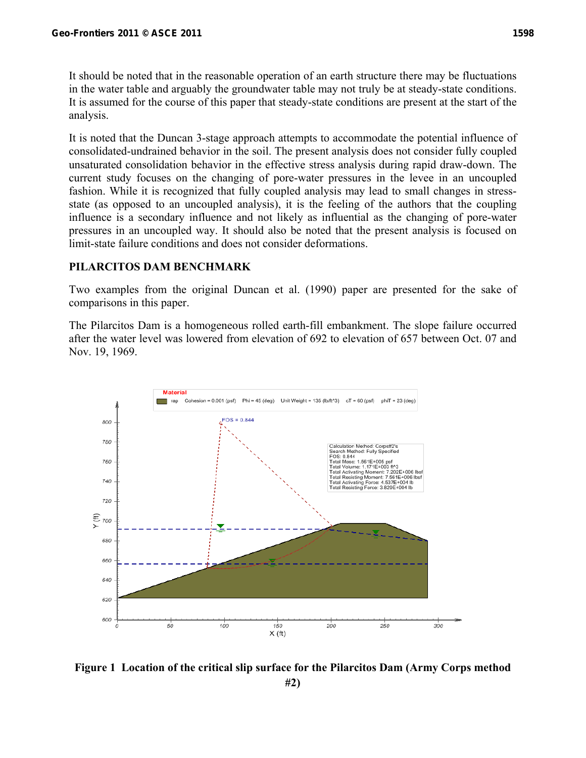It should be noted that in the reasonable operation of an earth structure there may be fluctuations in the water table and arguably the groundwater table may not truly be at steady-state conditions. It is assumed for the course of this paper that steady-state conditions are present at the start of the analysis.

It is noted that the Duncan 3-stage approach attempts to accommodate the potential influence of consolidated-undrained behavior in the soil. The present analysis does not consider fully coupled unsaturated consolidation behavior in the effective stress analysis during rapid draw-down. The current study focuses on the changing of pore-water pressures in the levee in an uncoupled fashion. While it is recognized that fully coupled analysis may lead to small changes in stress-state (as opposed to an uncoupled analysis), it is the feeling of the authors that the coupling influence is a secondary influence and not likely as influential as the changing of pore-water pressures in an uncoupled way. It should also be noted that the present analysis is focused on limit-state failure conditions and does not consider deformations.

## PILARCITOS DAM BENCHMARK

Two examples from the original Duncan et al. (1990) paper are presented for the sake of comparisons in this paper.

The Pilarcitos Dam is a homogeneous rolled earth-fill embankment. The slope failure occurred after the water level was lowered from elevation of 692 to elevation of 657 between Oct. 07 and Nov. 19, 1969.

**Figure 1 Location of the critical slip surface for the Pilarcitos Dam (Army Corps method #2)**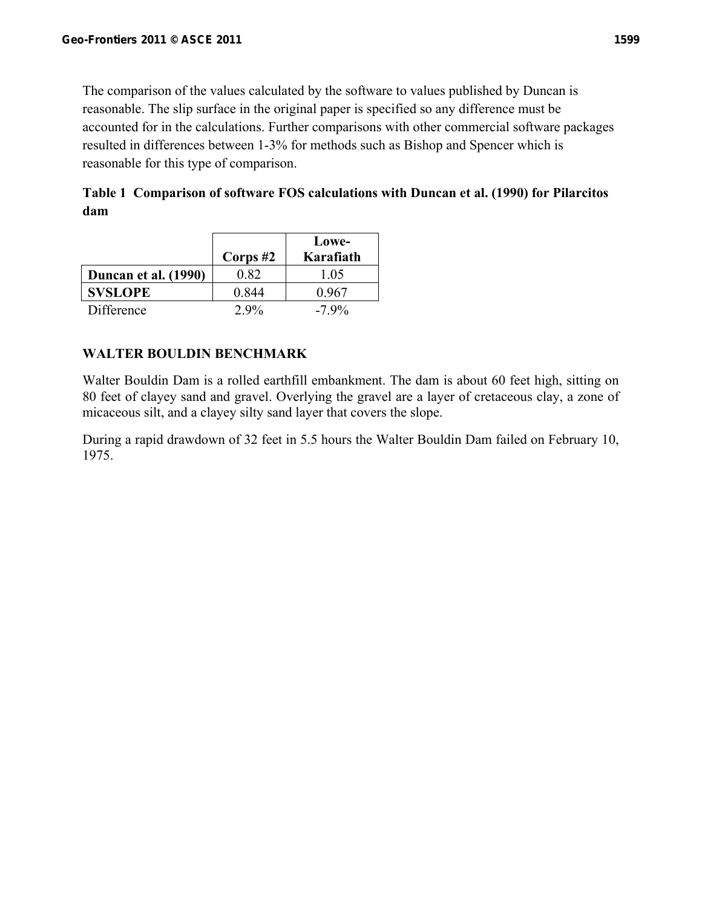The comparison of the values calculated by the software to values published by Duncan is reasonable. The slip surface in the original paper is specified so any difference must be accounted for in the calculations. Further comparisons with other commercial software packages resulted in differences between 1-3% for methods such as Bishop and Spencer which is reasonable for this type of comparison.

**Table 1 Comparison of software FOS calculations with Duncan et al. (1990) for Pilarcitos dam**

| | Corps #2 | Lowe-Karafiath |
|---|---|---|
| **Duncan et al. (1990)** | 0.82 | 1.05 |
| **SVSLOPE** | 0.844 | 0.967 |
| Difference | 2.9% | -7.9% |

### WALTER BOULDIN BENCHMARK

Walter Bouldin Dam is a rolled earthfill embankment. The dam is about 60 feet high, sitting on 80 feet of clayey sand and gravel. Overlying the gravel are a layer of cretaceous clay, a zone of micaceous silt, and a clayey silty sand layer that covers the slope.

During a rapid drawdown of 32 feet in 5.5 hours the Walter Bouldin Dam failed on February 10, 1975.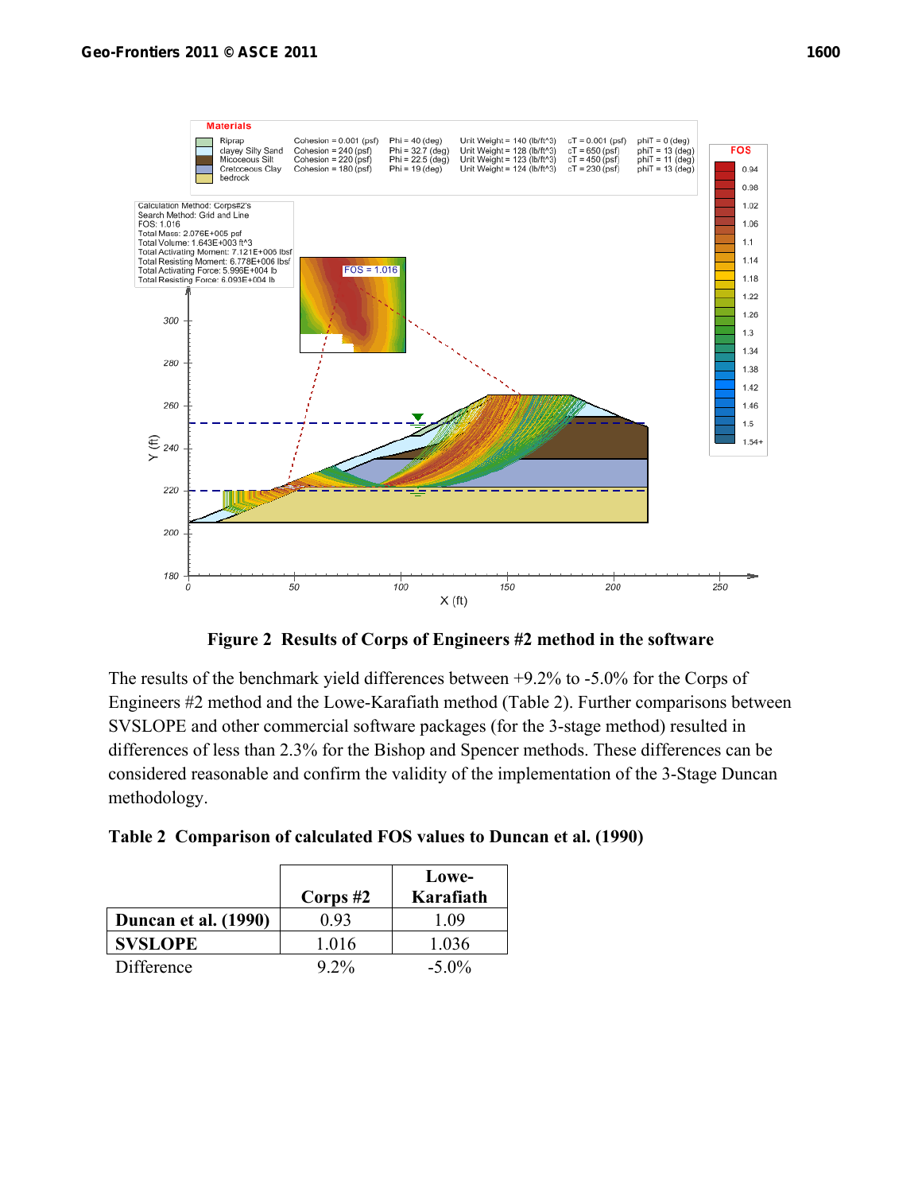**Figure 2 Results of Corps of Engineers #2 method in the software**

The results of the benchmark yield differences between +9.2% to -5.0% for the Corps of Engineers #2 method and the Lowe-Karafiath method (Table 2). Further comparisons between SVSLOPE and other commercial software packages (for the 3-stage method) resulted in differences of less than 2.3% for the Bishop and Spencer methods. These differences can be considered reasonable and confirm the validity of the implementation of the 3-Stage Duncan methodology.

**Table 2 Comparison of calculated FOS values to Duncan et al. (1990)**

| | Corps #2 | Lowe-Karafiath |
|---|---|---|
| **Duncan et al. (1990)** | 0.93 | 1.09 |
| **SVSLOPE** | 1.016 | 1.036 |
| Difference | 9.2% | -5.0% |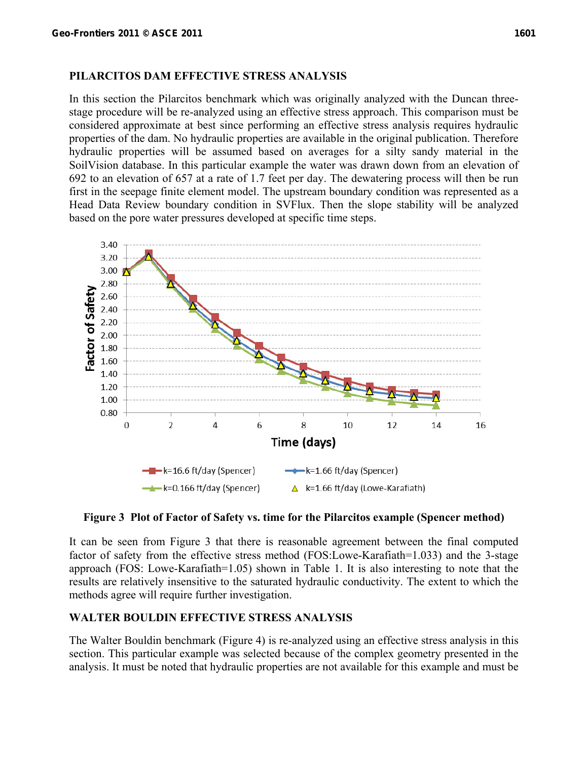## PILARCITOS DAM EFFECTIVE STRESS ANALYSIS

In this section the Pilarcitos benchmark which was originally analyzed with the Duncan three-stage procedure will be re-analyzed using an effective stress approach. This comparison must be considered approximate at best since performing an effective stress analysis requires hydraulic properties of the dam. No hydraulic properties are available in the original publication. Therefore hydraulic properties will be assumed based on averages for a silty sandy material in the SoilVision database. In this particular example the water was drawn down from an elevation of 692 to an elevation of 657 at a rate of 1.7 feet per day. The dewatering process will then be run first in the seepage finite element model. The upstream boundary condition was represented as a Head Data Review boundary condition in SVFlux. Then the slope stability will be analyzed based on the pore water pressures developed at specific time steps.

**Figure 3 Plot of Factor of Safety vs. time for the Pilarcitos example (Spencer method)**

It can be seen from Figure 3 that there is reasonable agreement between the final computed factor of safety from the effective stress method (FOS:Lowe-Karafiath=1.033) and the 3-stage approach (FOS: Lowe-Karafiath=1.05) shown in Table 1. It is also interesting to note that the results are relatively insensitive to the saturated hydraulic conductivity. The extent to which the methods agree will require further investigation.

## WALTER BOULDIN EFFECTIVE STRESS ANALYSIS

The Walter Bouldin benchmark (Figure 4) is re-analyzed using an effective stress analysis in this section. This particular example was selected because of the complex geometry presented in the analysis. It must be noted that hydraulic properties are not available for this example and must be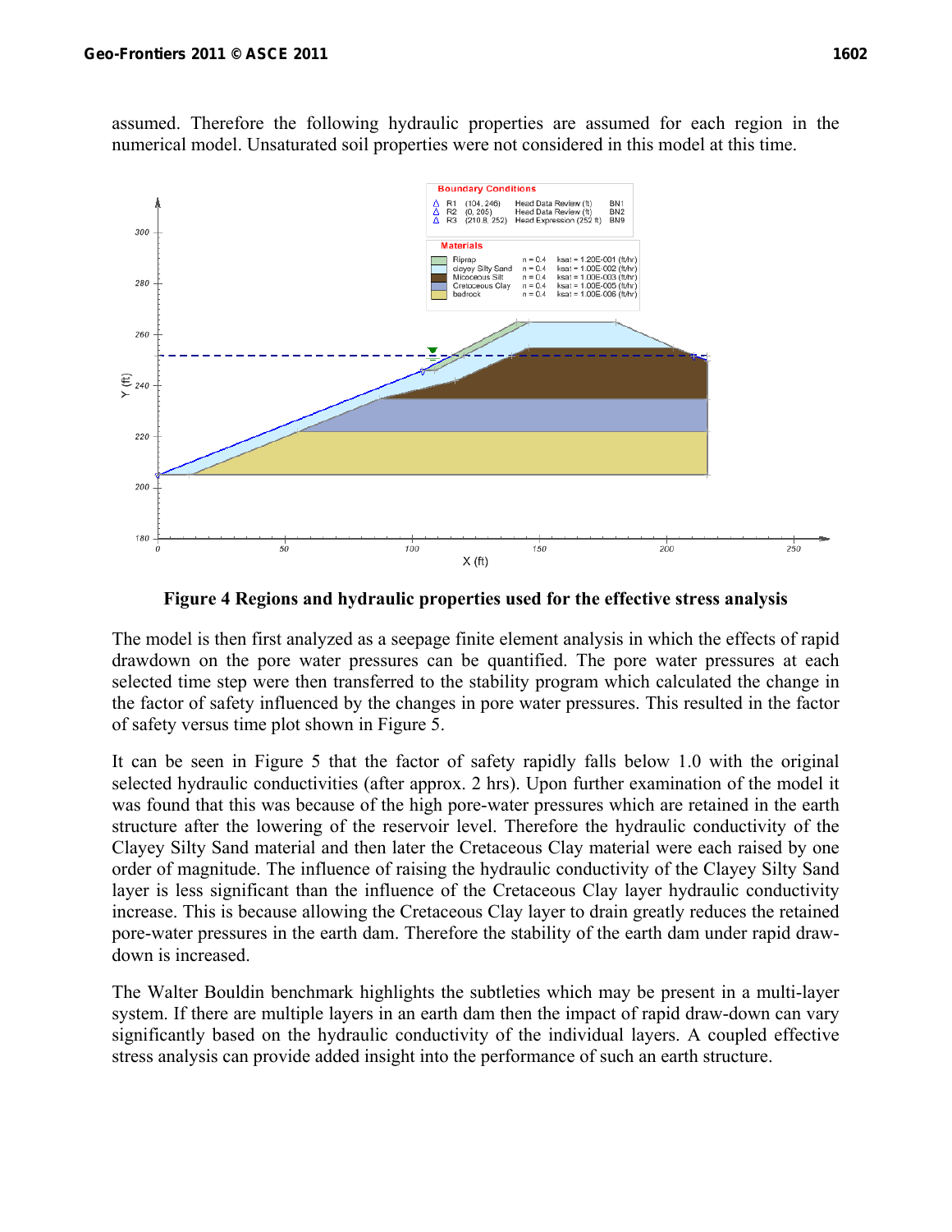assumed. Therefore the following hydraulic properties are assumed for each region in the numerical model. Unsaturated soil properties were not considered in this model at this time.

**Figure 4 Regions and hydraulic properties used for the effective stress analysis**

The model is then first analyzed as a seepage finite element analysis in which the effects of rapid drawdown on the pore water pressures can be quantified. The pore water pressures at each selected time step were then transferred to the stability program which calculated the change in the factor of safety influenced by the changes in pore water pressures. This resulted in the factor of safety versus time plot shown in Figure 5.

It can be seen in Figure 5 that the factor of safety rapidly falls below 1.0 with the original selected hydraulic conductivities (after approx. 2 hrs). Upon further examination of the model it was found that this was because of the high pore-water pressures which are retained in the earth structure after the lowering of the reservoir level. Therefore the hydraulic conductivity of the Clayey Silty Sand material and then later the Cretaceous Clay material were each raised by one order of magnitude. The influence of raising the hydraulic conductivity of the Clayey Silty Sand layer is less significant than the influence of the Cretaceous Clay layer hydraulic conductivity increase. This is because allowing the Cretaceous Clay layer to drain greatly reduces the retained pore-water pressures in the earth dam. Therefore the stability of the earth dam under rapid draw-down is increased.

The Walter Bouldin benchmark highlights the subtleties which may be present in a multi-layer system. If there are multiple layers in an earth dam then the impact of rapid draw-down can vary significantly based on the hydraulic conductivity of the individual layers. A coupled effective stress analysis can provide added insight into the performance of such an earth structure.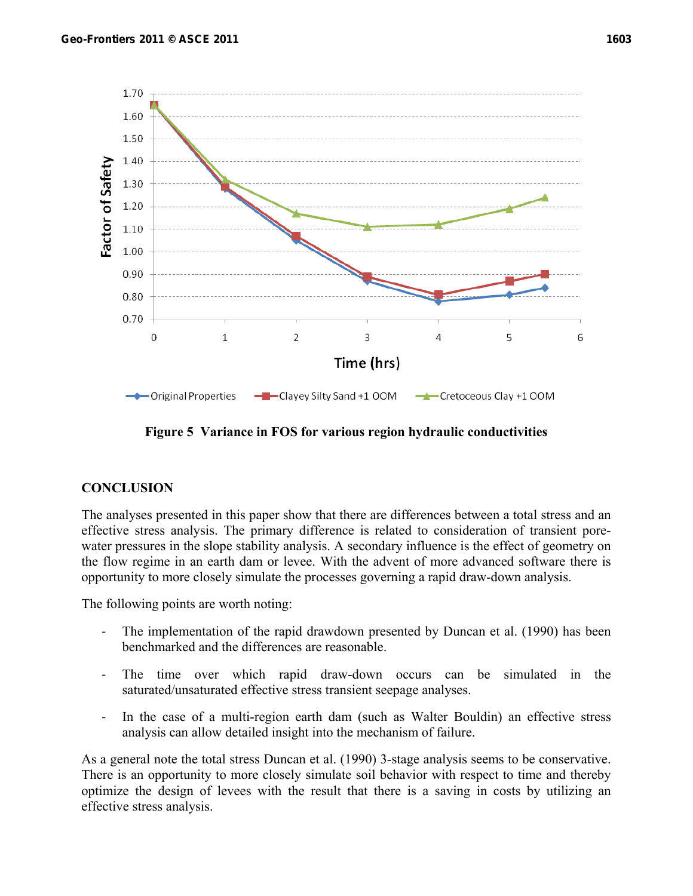Figure 5 Variance in FOS for various region hydraulic conductivities

## CONCLUSION

The analyses presented in this paper show that there are differences between a total stress and an effective stress analysis. The primary difference is related to consideration of transient pore-water pressures in the slope stability analysis. A secondary influence is the effect of geometry on the flow regime in an earth dam or levee. With the advent of more advanced software there is opportunity to more closely simulate the processes governing a rapid draw-down analysis.

The following points are worth noting:

- The implementation of the rapid drawdown presented by Duncan et al. (1990) has been benchmarked and the differences are reasonable.
- The time over which rapid draw-down occurs can be simulated in the saturated/unsaturated effective stress transient seepage analyses.
- In the case of a multi-region earth dam (such as Walter Bouldin) an effective stress analysis can allow detailed insight into the mechanism of failure.

As a general note the total stress Duncan et al. (1990) 3-stage analysis seems to be conservative. There is an opportunity to more closely simulate soil behavior with respect to time and thereby optimize the design of levees with the result that there is a saving in costs by utilizing an effective stress analysis.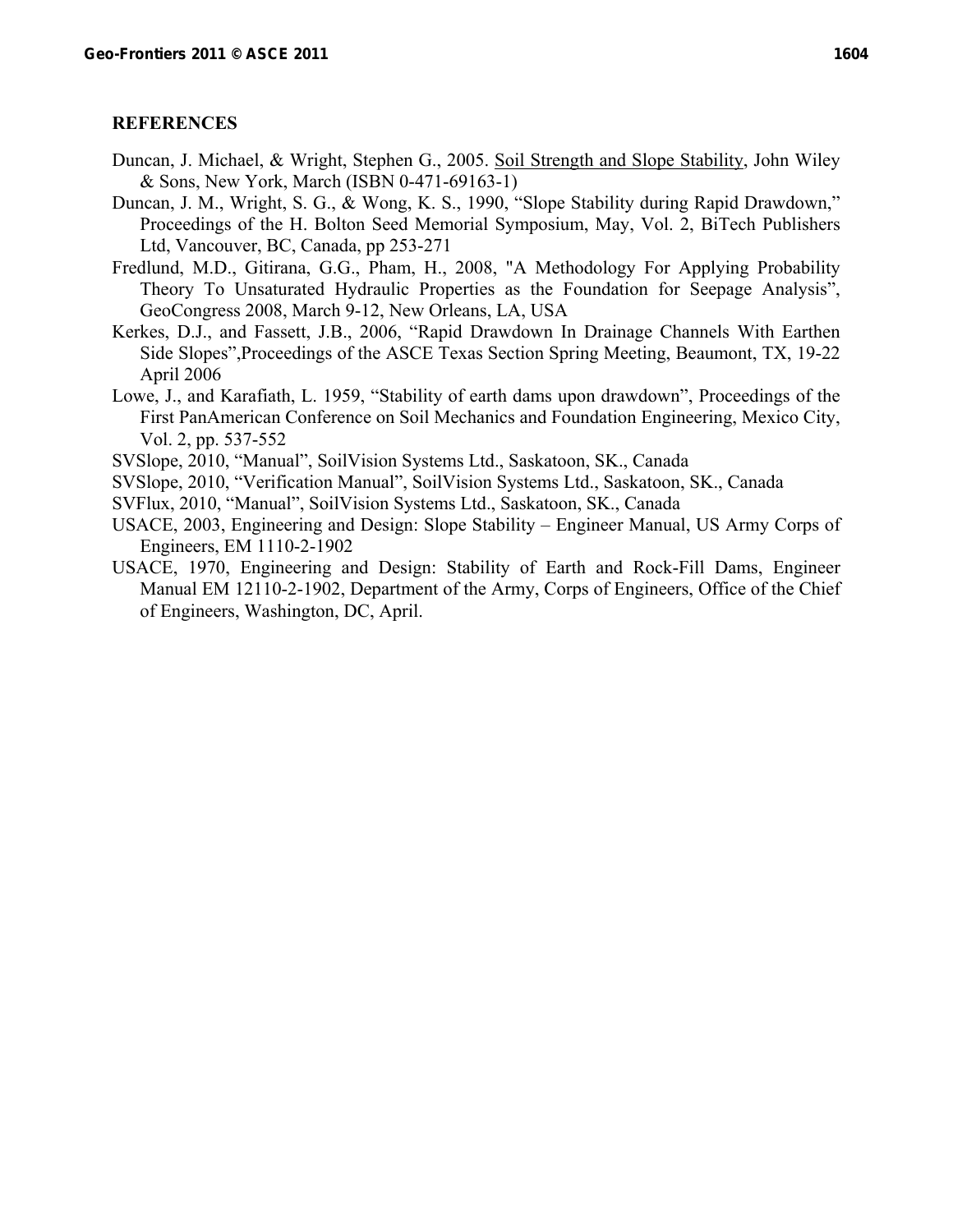## REFERENCES

Duncan, J. Michael, & Wright, Stephen G., 2005. Soil Strength and Slope Stability, John Wiley & Sons, New York, March (ISBN 0-471-69163-1)

Duncan, J. M., Wright, S. G., & Wong, K. S., 1990, "Slope Stability during Rapid Drawdown," Proceedings of the H. Bolton Seed Memorial Symposium, May, Vol. 2, BiTech Publishers Ltd, Vancouver, BC, Canada, pp 253-271

Fredlund, M.D., Gitirana, G.G., Pham, H., 2008, "A Methodology For Applying Probability Theory To Unsaturated Hydraulic Properties as the Foundation for Seepage Analysis", GeoCongress 2008, March 9-12, New Orleans, LA, USA

Kerkes, D.J., and Fassett, J.B., 2006, "Rapid Drawdown In Drainage Channels With Earthen Side Slopes",Proceedings of the ASCE Texas Section Spring Meeting, Beaumont, TX, 19-22 April 2006

Lowe, J., and Karafiath, L. 1959, "Stability of earth dams upon drawdown", Proceedings of the First PanAmerican Conference on Soil Mechanics and Foundation Engineering, Mexico City, Vol. 2, pp. 537-552

SVSlope, 2010, "Manual", SoilVision Systems Ltd., Saskatoon, SK., Canada

SVSlope, 2010, "Verification Manual", SoilVision Systems Ltd., Saskatoon, SK., Canada

SVFlux, 2010, "Manual", SoilVision Systems Ltd., Saskatoon, SK., Canada

USACE, 2003, Engineering and Design: Slope Stability – Engineer Manual, US Army Corps of Engineers, EM 1110-2-1902

USACE, 1970, Engineering and Design: Stability of Earth and Rock-Fill Dams, Engineer Manual EM 12110-2-1902, Department of the Army, Corps of Engineers, Office of the Chief of Engineers, Washington, DC, April.